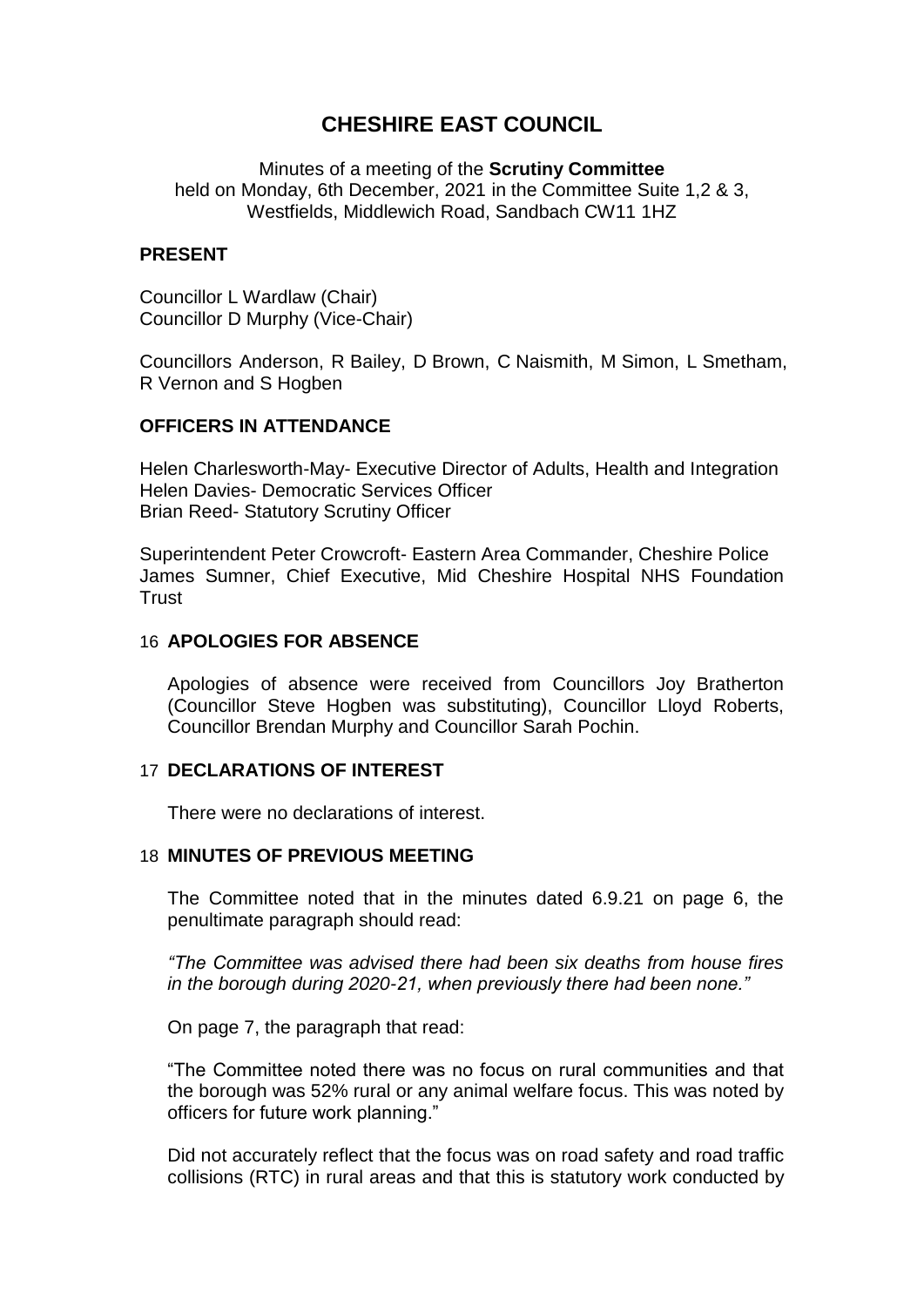# CHESHIRE EAST COUNCIL

Minutes of a meeting of the **Scrutiny Committee**
held on Monday, 6th December, 2021 in the Committee Suite 1,2 & 3, Westfields, Middlewich Road, Sandbach CW11 1HZ

## PRESENT

Councillor L Wardlaw (Chair)
Councillor D Murphy (Vice-Chair)

Councillors Anderson, R Bailey, D Brown, C Naismith, M Simon, L Smetham, R Vernon and S Hogben

## OFFICERS IN ATTENDANCE

Helen Charlesworth-May- Executive Director of Adults, Health and Integration
Helen Davies- Democratic Services Officer
Brian Reed- Statutory Scrutiny Officer

Superintendent Peter Crowcroft- Eastern Area Commander, Cheshire Police
James Sumner, Chief Executive, Mid Cheshire Hospital NHS Foundation Trust

## 16 APOLOGIES FOR ABSENCE

Apologies of absence were received from Councillors Joy Bratherton (Councillor Steve Hogben was substituting), Councillor Lloyd Roberts, Councillor Brendan Murphy and Councillor Sarah Pochin.

## 17 DECLARATIONS OF INTEREST

There were no declarations of interest.

## 18 MINUTES OF PREVIOUS MEETING

The Committee noted that in the minutes dated 6.9.21 on page 6, the penultimate paragraph should read:

*"The Committee was advised there had been six deaths from house fires in the borough during 2020-21, when previously there had been none."*

On page 7, the paragraph that read:

"The Committee noted there was no focus on rural communities and that the borough was 52% rural or any animal welfare focus. This was noted by officers for future work planning."

Did not accurately reflect that the focus was on road safety and road traffic collisions (RTC) in rural areas and that this is statutory work conducted by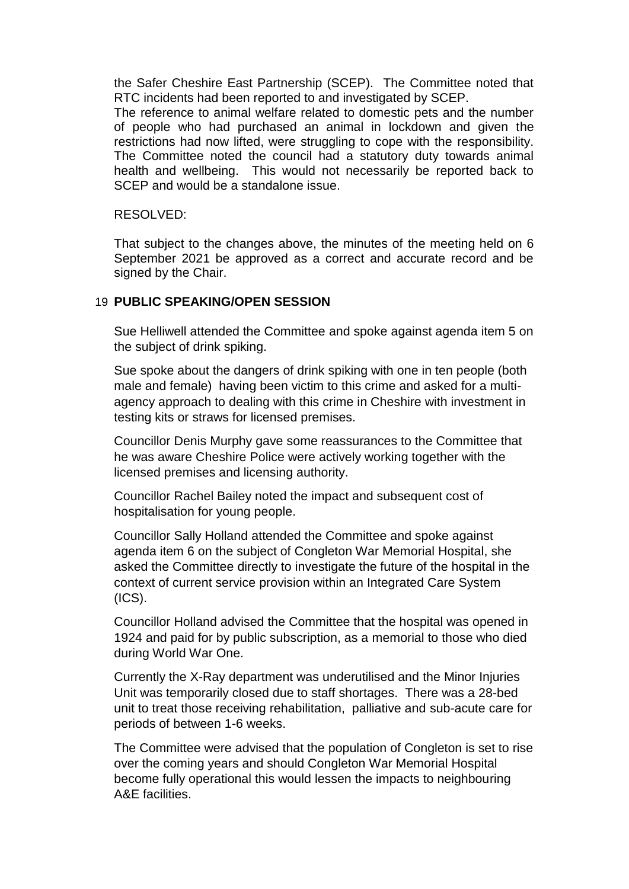the Safer Cheshire East Partnership (SCEP). The Committee noted that RTC incidents had been reported to and investigated by SCEP.

The reference to animal welfare related to domestic pets and the number of people who had purchased an animal in lockdown and given the restrictions had now lifted, were struggling to cope with the responsibility. The Committee noted the council had a statutory duty towards animal health and wellbeing. This would not necessarily be reported back to SCEP and would be a standalone issue.

RESOLVED:

That subject to the changes above, the minutes of the meeting held on 6 September 2021 be approved as a correct and accurate record and be signed by the Chair.

## 19 PUBLIC SPEAKING/OPEN SESSION

Sue Helliwell attended the Committee and spoke against agenda item 5 on the subject of drink spiking.

Sue spoke about the dangers of drink spiking with one in ten people (both male and female) having been victim to this crime and asked for a multi-agency approach to dealing with this crime in Cheshire with investment in testing kits or straws for licensed premises.

Councillor Denis Murphy gave some reassurances to the Committee that he was aware Cheshire Police were actively working together with the licensed premises and licensing authority.

Councillor Rachel Bailey noted the impact and subsequent cost of hospitalisation for young people.

Councillor Sally Holland attended the Committee and spoke against agenda item 6 on the subject of Congleton War Memorial Hospital, she asked the Committee directly to investigate the future of the hospital in the context of current service provision within an Integrated Care System (ICS).

Councillor Holland advised the Committee that the hospital was opened in 1924 and paid for by public subscription, as a memorial to those who died during World War One.

Currently the X-Ray department was underutilised and the Minor Injuries Unit was temporarily closed due to staff shortages. There was a 28-bed unit to treat those receiving rehabilitation, palliative and sub-acute care for periods of between 1-6 weeks.

The Committee were advised that the population of Congleton is set to rise over the coming years and should Congleton War Memorial Hospital become fully operational this would lessen the impacts to neighbouring A&E facilities.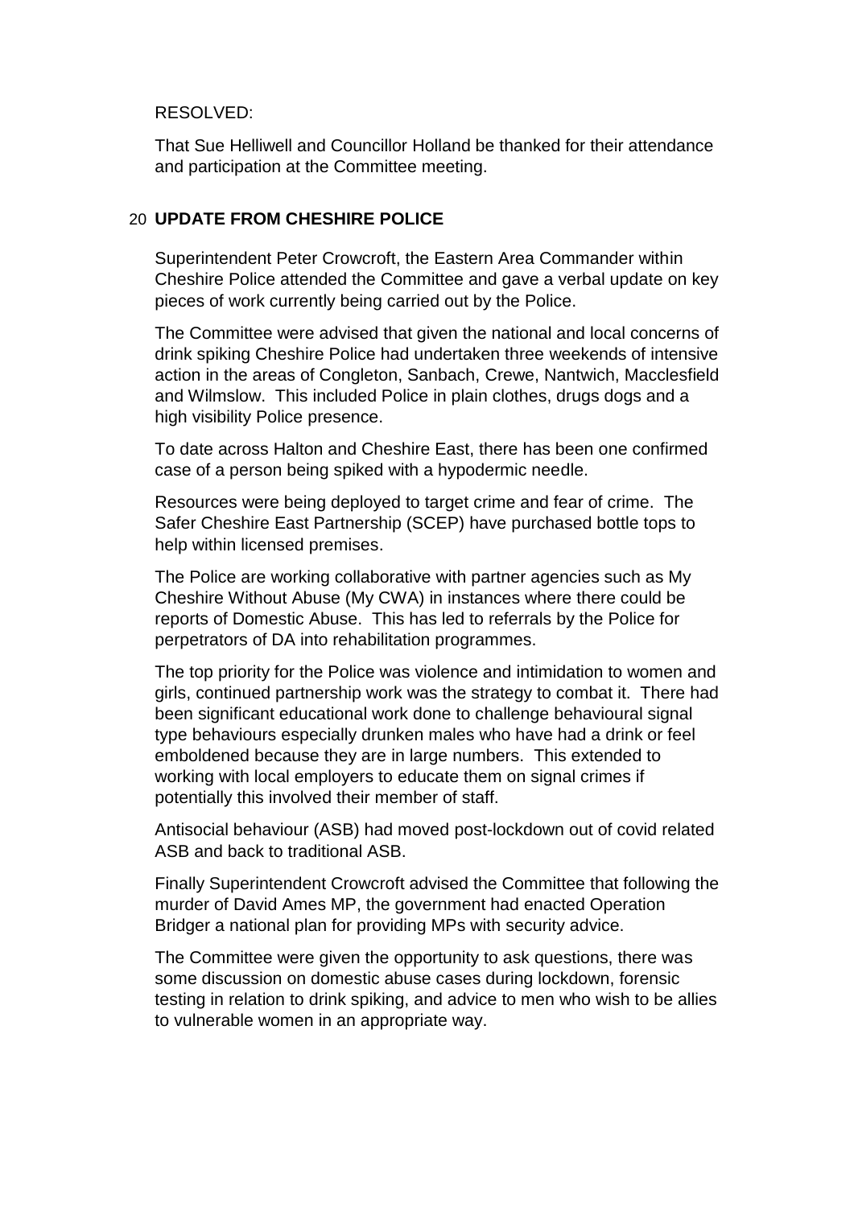RESOLVED:

That Sue Helliwell and Councillor Holland be thanked for their attendance and participation at the Committee meeting.

## 20 UPDATE FROM CHESHIRE POLICE

Superintendent Peter Crowcroft, the Eastern Area Commander within Cheshire Police attended the Committee and gave a verbal update on key pieces of work currently being carried out by the Police.

The Committee were advised that given the national and local concerns of drink spiking Cheshire Police had undertaken three weekends of intensive action in the areas of Congleton, Sanbach, Crewe, Nantwich, Macclesfield and Wilmslow. This included Police in plain clothes, drugs dogs and a high visibility Police presence.

To date across Halton and Cheshire East, there has been one confirmed case of a person being spiked with a hypodermic needle.

Resources were being deployed to target crime and fear of crime. The Safer Cheshire East Partnership (SCEP) have purchased bottle tops to help within licensed premises.

The Police are working collaborative with partner agencies such as My Cheshire Without Abuse (My CWA) in instances where there could be reports of Domestic Abuse. This has led to referrals by the Police for perpetrators of DA into rehabilitation programmes.

The top priority for the Police was violence and intimidation to women and girls, continued partnership work was the strategy to combat it. There had been significant educational work done to challenge behavioural signal type behaviours especially drunken males who have had a drink or feel emboldened because they are in large numbers. This extended to working with local employers to educate them on signal crimes if potentially this involved their member of staff.

Antisocial behaviour (ASB) had moved post-lockdown out of covid related ASB and back to traditional ASB.

Finally Superintendent Crowcroft advised the Committee that following the murder of David Ames MP, the government had enacted Operation Bridger a national plan for providing MPs with security advice.

The Committee were given the opportunity to ask questions, there was some discussion on domestic abuse cases during lockdown, forensic testing in relation to drink spiking, and advice to men who wish to be allies to vulnerable women in an appropriate way.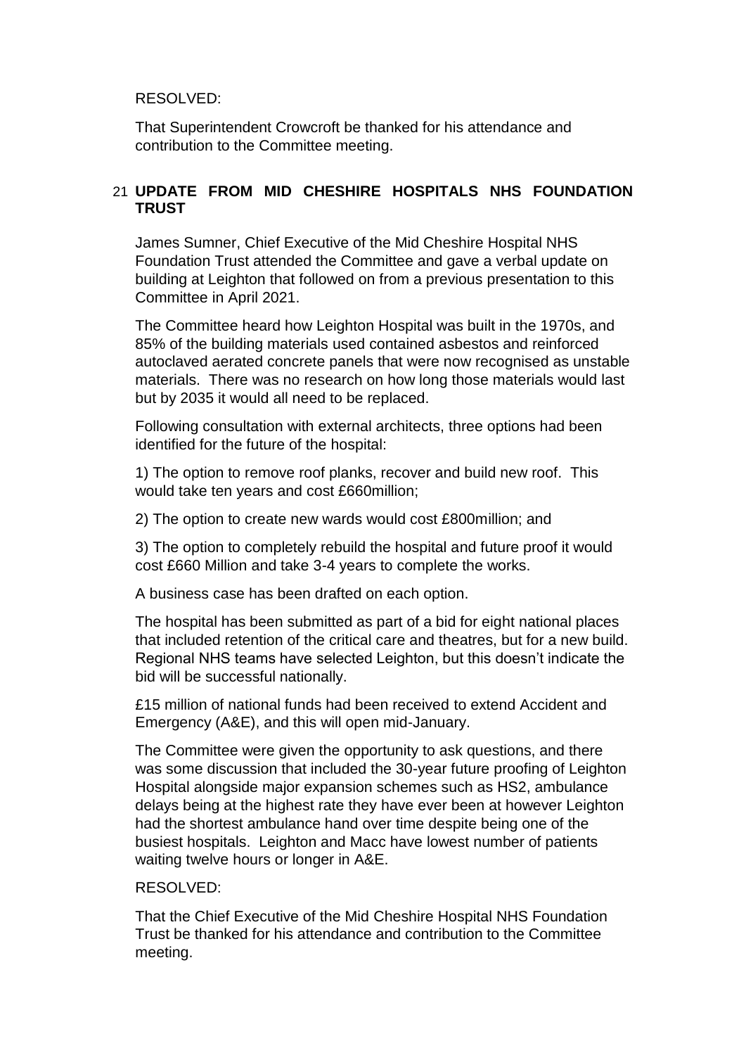RESOLVED:

That Superintendent Crowcroft be thanked for his attendance and contribution to the Committee meeting.

## 21 UPDATE FROM MID CHESHIRE HOSPITALS NHS FOUNDATION TRUST

James Sumner, Chief Executive of the Mid Cheshire Hospital NHS Foundation Trust attended the Committee and gave a verbal update on building at Leighton that followed on from a previous presentation to this Committee in April 2021.

The Committee heard how Leighton Hospital was built in the 1970s, and 85% of the building materials used contained asbestos and reinforced autoclaved aerated concrete panels that were now recognised as unstable materials. There was no research on how long those materials would last but by 2035 it would all need to be replaced.

Following consultation with external architects, three options had been identified for the future of the hospital:

1) The option to remove roof planks, recover and build new roof. This would take ten years and cost £660million;

2) The option to create new wards would cost £800million; and

3) The option to completely rebuild the hospital and future proof it would cost £660 Million and take 3-4 years to complete the works.

A business case has been drafted on each option.

The hospital has been submitted as part of a bid for eight national places that included retention of the critical care and theatres, but for a new build. Regional NHS teams have selected Leighton, but this doesn't indicate the bid will be successful nationally.

£15 million of national funds had been received to extend Accident and Emergency (A&E), and this will open mid-January.

The Committee were given the opportunity to ask questions, and there was some discussion that included the 30-year future proofing of Leighton Hospital alongside major expansion schemes such as HS2, ambulance delays being at the highest rate they have ever been at however Leighton had the shortest ambulance hand over time despite being one of the busiest hospitals. Leighton and Macc have lowest number of patients waiting twelve hours or longer in A&E.

RESOLVED:

That the Chief Executive of the Mid Cheshire Hospital NHS Foundation Trust be thanked for his attendance and contribution to the Committee meeting.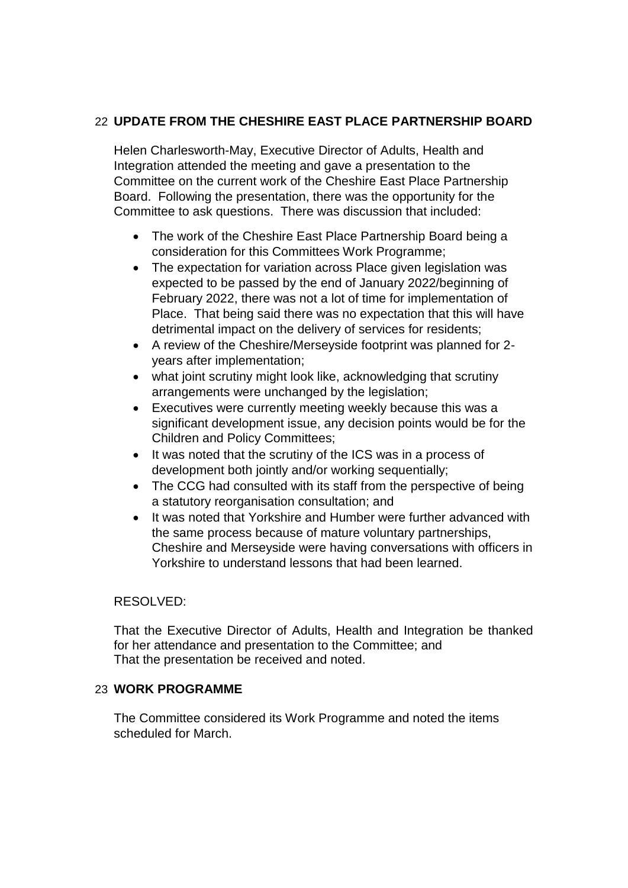## 22 UPDATE FROM THE CHESHIRE EAST PLACE PARTNERSHIP BOARD

Helen Charlesworth-May, Executive Director of Adults, Health and Integration attended the meeting and gave a presentation to the Committee on the current work of the Cheshire East Place Partnership Board. Following the presentation, there was the opportunity for the Committee to ask questions. There was discussion that included:

- The work of the Cheshire East Place Partnership Board being a consideration for this Committees Work Programme;
- The expectation for variation across Place given legislation was expected to be passed by the end of January 2022/beginning of February 2022, there was not a lot of time for implementation of Place. That being said there was no expectation that this will have detrimental impact on the delivery of services for residents;
- A review of the Cheshire/Merseyside footprint was planned for 2-years after implementation;
- what joint scrutiny might look like, acknowledging that scrutiny arrangements were unchanged by the legislation;
- Executives were currently meeting weekly because this was a significant development issue, any decision points would be for the Children and Policy Committees;
- It was noted that the scrutiny of the ICS was in a process of development both jointly and/or working sequentially;
- The CCG had consulted with its staff from the perspective of being a statutory reorganisation consultation; and
- It was noted that Yorkshire and Humber were further advanced with the same process because of mature voluntary partnerships, Cheshire and Merseyside were having conversations with officers in Yorkshire to understand lessons that had been learned.

RESOLVED:

That the Executive Director of Adults, Health and Integration be thanked for her attendance and presentation to the Committee; and
That the presentation be received and noted.

## 23 WORK PROGRAMME

The Committee considered its Work Programme and noted the items scheduled for March.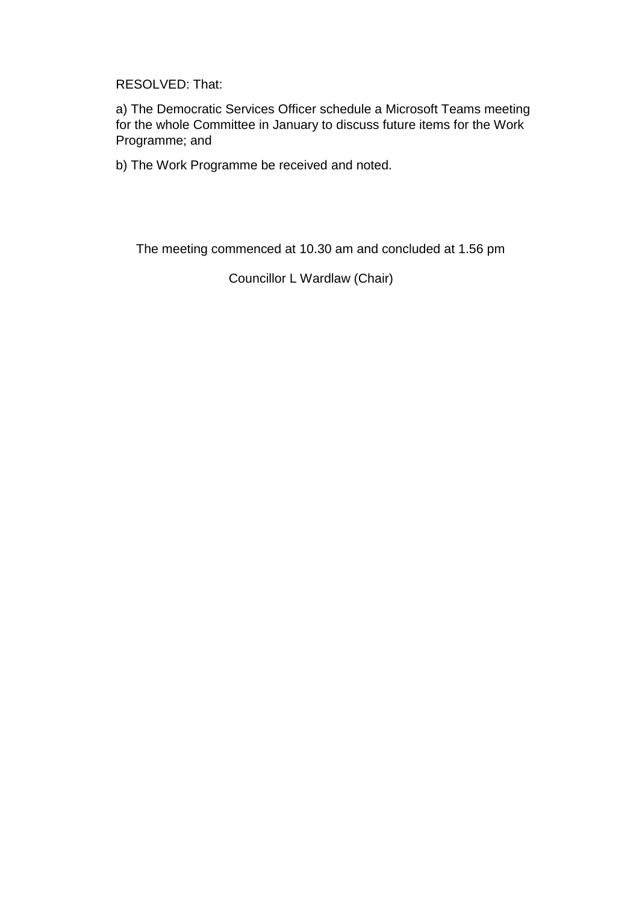RESOLVED: That:

a) The Democratic Services Officer schedule a Microsoft Teams meeting for the whole Committee in January to discuss future items for the Work Programme; and

b) The Work Programme be received and noted.

The meeting commenced at 10.30 am and concluded at 1.56 pm

Councillor L Wardlaw (Chair)